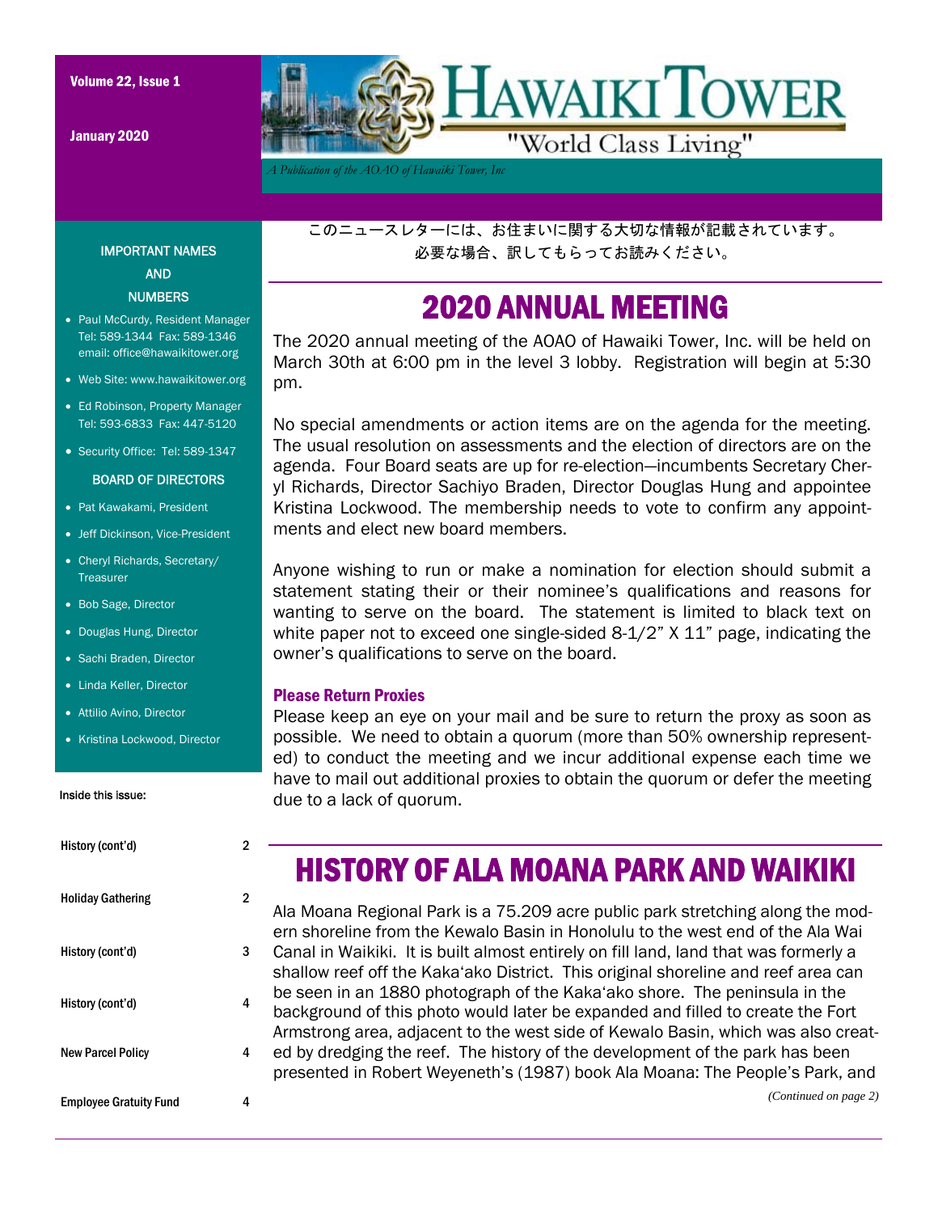# HAWAIKI TOWER

"World Class Living"

*A Publication of the AOAO of Hawaiki Tower, Inc*

Volume 22, Issue 1

January 2020

このニュースレターには、お住まいに関する大切な情報が記載されています。
必要な場合、訳してもらってお読みください。

## 2020 ANNUAL MEETING

The 2020 annual meeting of the AOAO of Hawaiki Tower, Inc. will be held on March 30th at 6:00 pm in the level 3 lobby. Registration will begin at 5:30 pm.

No special amendments or action items are on the agenda for the meeting. The usual resolution on assessments and the election of directors are on the agenda. Four Board seats are up for re-election—incumbents Secretary Cheryl Richards, Director Sachiyo Braden, Director Douglas Hung and appointee Kristina Lockwood. The membership needs to vote to confirm any appointments and elect new board members.

Anyone wishing to run or make a nomination for election should submit a statement stating their or their nominee's qualifications and reasons for wanting to serve on the board. The statement is limited to black text on white paper not to exceed one single-sided 8-1/2" X 11" page, indicating the owner's qualifications to serve on the board.

### Please Return Proxies

Please keep an eye on your mail and be sure to return the proxy as soon as possible. We need to obtain a quorum (more than 50% ownership represented) to conduct the meeting and we incur additional expense each time we have to mail out additional proxies to obtain the quorum or defer the meeting due to a lack of quorum.

## HISTORY OF ALA MOANA PARK AND WAIKIKI

Ala Moana Regional Park is a 75.209 acre public park stretching along the modern shoreline from the Kewalo Basin in Honolulu to the west end of the Ala Wai Canal in Waikiki. It is built almost entirely on fill land, land that was formerly a shallow reef off the Kaka'ako District. This original shoreline and reef area can be seen in an 1880 photograph of the Kaka'ako shore. The peninsula in the background of this photo would later be expanded and filled to create the Fort Armstrong area, adjacent to the west side of Kewalo Basin, which was also created by dredging the reef. The history of the development of the park has been presented in Robert Weyeneth's (1987) book Ala Moana: The People's Park, and

*(Continued on page 2)*

### IMPORTANT NAMES AND NUMBERS

- Paul McCurdy, Resident Manager Tel: 589-1344 Fax: 589-1346 email: office@hawaikitower.org
- Web Site: www.hawaikitower.org
- Ed Robinson, Property Manager Tel: 593-6833 Fax: 447-5120
- Security Office: Tel: 589-1347

### BOARD OF DIRECTORS

- Pat Kawakami, President
- Jeff Dickinson, Vice-President
- Cheryl Richards, Secretary/ Treasurer
- Bob Sage, Director
- Douglas Hung, Director
- Sachi Braden, Director
- Linda Keller, Director
- Attilio Avino, Director
- Kristina Lockwood, Director

### Inside this issue:

| | |
|---|---|
| History (cont'd) | 2 |
| Holiday Gathering | 2 |
| History (cont'd) | 3 |
| History (cont'd) | 4 |
| New Parcel Policy | 4 |
| Employee Gratuity Fund | 4 |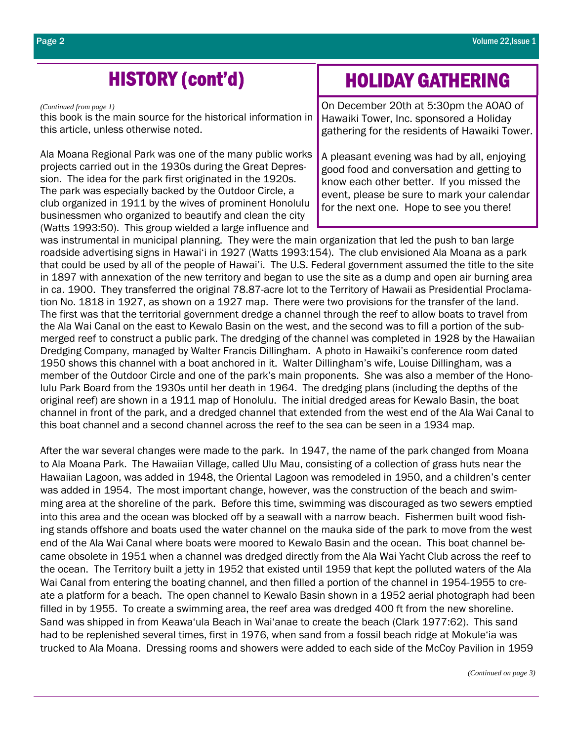## HISTORY (cont'd)

*(Continued from page 1)*

this book is the main source for the historical information in this article, unless otherwise noted.

Ala Moana Regional Park was one of the many public works projects carried out in the 1930s during the Great Depression. The idea for the park first originated in the 1920s. The park was especially backed by the Outdoor Circle, a club organized in 1911 by the wives of prominent Honolulu businessmen who organized to beautify and clean the city (Watts 1993:50). This group wielded a large influence and was instrumental in municipal planning. They were the main organization that led the push to ban large roadside advertising signs in Hawai'i in 1927 (Watts 1993:154). The club envisioned Ala Moana as a park that could be used by all of the people of Hawai'i. The U.S. Federal government assumed the title to the site in 1897 with annexation of the new territory and began to use the site as a dump and open air burning area in ca. 1900. They transferred the original 78.87-acre lot to the Territory of Hawaii as Presidential Proclamation No. 1818 in 1927, as shown on a 1927 map. There were two provisions for the transfer of the land. The first was that the territorial government dredge a channel through the reef to allow boats to travel from the Ala Wai Canal on the east to Kewalo Basin on the west, and the second was to fill a portion of the submerged reef to construct a public park. The dredging of the channel was completed in 1928 by the Hawaiian Dredging Company, managed by Walter Francis Dillingham. A photo in Hawaiki's conference room dated 1950 shows this channel with a boat anchored in it. Walter Dillingham's wife, Louise Dillingham, was a member of the Outdoor Circle and one of the park's main proponents. She was also a member of the Honolulu Park Board from the 1930s until her death in 1964. The dredging plans (including the depths of the original reef) are shown in a 1911 map of Honolulu. The initial dredged areas for Kewalo Basin, the boat channel in front of the park, and a dredged channel that extended from the west end of the Ala Wai Canal to this boat channel and a second channel across the reef to the sea can be seen in a 1934 map.

After the war several changes were made to the park. In 1947, the name of the park changed from Moana to Ala Moana Park. The Hawaiian Village, called Ulu Mau, consisting of a collection of grass huts near the Hawaiian Lagoon, was added in 1948, the Oriental Lagoon was remodeled in 1950, and a children's center was added in 1954. The most important change, however, was the construction of the beach and swimming area at the shoreline of the park. Before this time, swimming was discouraged as two sewers emptied into this area and the ocean was blocked off by a seawall with a narrow beach. Fishermen built wood fishing stands offshore and boats used the water channel on the mauka side of the park to move from the west end of the Ala Wai Canal where boats were moored to Kewalo Basin and the ocean. This boat channel became obsolete in 1951 when a channel was dredged directly from the Ala Wai Yacht Club across the reef to the ocean. The Territory built a jetty in 1952 that existed until 1959 that kept the polluted waters of the Ala Wai Canal from entering the boating channel, and then filled a portion of the channel in 1954-1955 to create a platform for a beach. The open channel to Kewalo Basin shown in a 1952 aerial photograph had been filled in by 1955. To create a swimming area, the reef area was dredged 400 ft from the new shoreline. Sand was shipped in from Keawa'ula Beach in Wai'anae to create the beach (Clark 1977:62). This sand had to be replenished several times, first in 1976, when sand from a fossil beach ridge at Mokule'ia was trucked to Ala Moana. Dressing rooms and showers were added to each side of the McCoy Pavilion in 1959

*(Continued on page 3)*

## HOLIDAY GATHERING

On December 20th at 5:30pm the AOAO of Hawaiki Tower, Inc. sponsored a Holiday gathering for the residents of Hawaiki Tower.

A pleasant evening was had by all, enjoying good food and conversation and getting to know each other better. If you missed the event, please be sure to mark your calendar for the next one. Hope to see you there!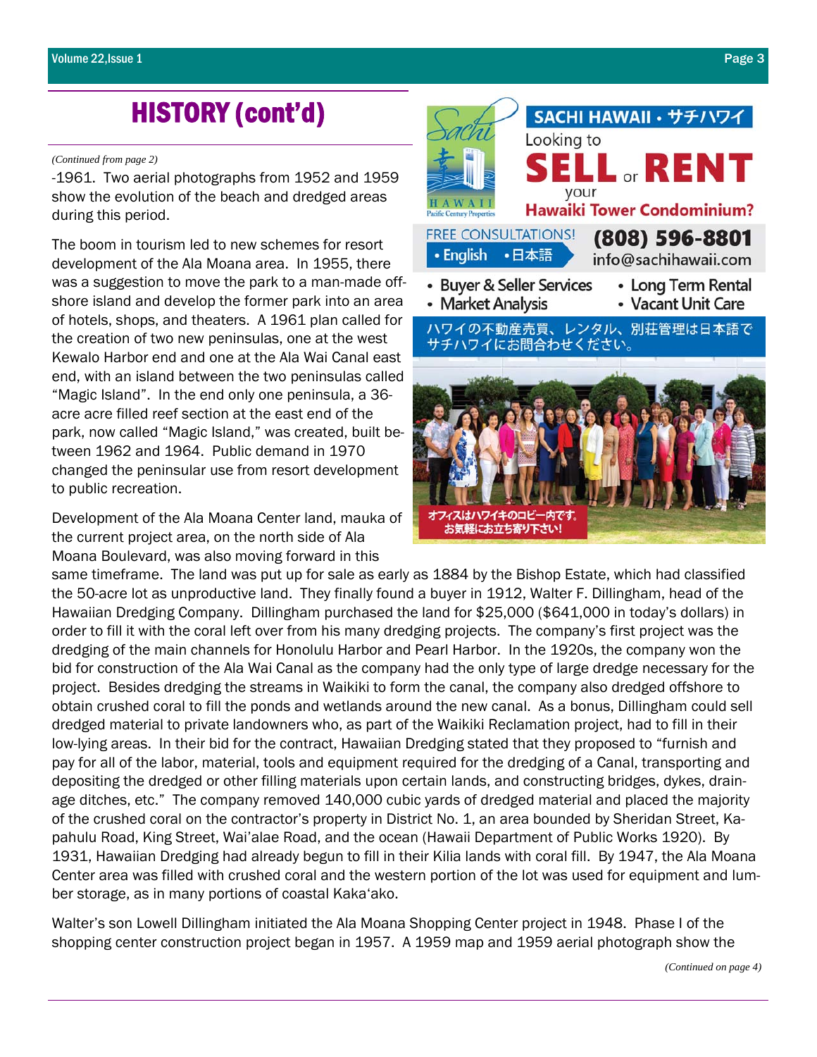# HISTORY (cont'd)

*(Continued from page 2)*

-1961. Two aerial photographs from 1952 and 1959 show the evolution of the beach and dredged areas during this period.

The boom in tourism led to new schemes for resort development of the Ala Moana area. In 1955, there was a suggestion to move the park to a man-made off-shore island and develop the former park into an area of hotels, shops, and theaters. A 1961 plan called for the creation of two new peninsulas, one at the west Kewalo Harbor end and one at the Ala Wai Canal east end, with an island between the two peninsulas called "Magic Island". In the end only one peninsula, a 36-acre acre filled reef section at the east end of the park, now called "Magic Island," was created, built between 1962 and 1964. Public demand in 1970 changed the peninsular use from resort development to public recreation.

Development of the Ala Moana Center land, mauka of the current project area, on the north side of Ala Moana Boulevard, was also moving forward in this same timeframe. The land was put up for sale as early as 1884 by the Bishop Estate, which had classified the 50-acre lot as unproductive land. They finally found a buyer in 1912, Walter F. Dillingham, head of the Hawaiian Dredging Company. Dillingham purchased the land for $25,000 ($641,000 in today's dollars) in order to fill it with the coral left over from his many dredging projects. The company's first project was the dredging of the main channels for Honolulu Harbor and Pearl Harbor. In the 1920s, the company won the bid for construction of the Ala Wai Canal as the company had the only type of large dredge necessary for the project. Besides dredging the streams in Waikiki to form the canal, the company also dredged offshore to obtain crushed coral to fill the ponds and wetlands around the new canal. As a bonus, Dillingham could sell dredged material to private landowners who, as part of the Waikiki Reclamation project, had to fill in their low-lying areas. In their bid for the contract, Hawaiian Dredging stated that they proposed to "furnish and pay for all of the labor, material, tools and equipment required for the dredging of a Canal, transporting and depositing the dredged or other filling materials upon certain lands, and constructing bridges, dykes, drainage ditches, etc." The company removed 140,000 cubic yards of dredged material and placed the majority of the crushed coral on the contractor's property in District No. 1, an area bounded by Sheridan Street, Kapahulu Road, King Street, Wai'alae Road, and the ocean (Hawaii Department of Public Works 1920). By 1931, Hawaiian Dredging had already begun to fill in their Kilia lands with coral fill. By 1947, the Ala Moana Center area was filled with crushed coral and the western portion of the lot was used for equipment and lumber storage, as in many portions of coastal Kaka'ako.

Walter's son Lowell Dillingham initiated the Ala Moana Shopping Center project in 1948. Phase I of the shopping center construction project began in 1957. A 1959 map and 1959 aerial photograph show the

*(Continued on page 4)*

---

**SACHI HAWAII • サチハワイ**

Sachi 幸 HAWAII Pacific Century Properties

Looking to **SELL** or **RENT** your **Hawaiki Tower Condominium?**

FREE CONSULTATIONS! • English • 日本語

**(808) 596-8801**
info@sachihawaii.com

- Buyer & Seller Services
- Market Analysis
- Long Term Rental
- Vacant Unit Care

ハワイの不動産売買、レンタル、別荘管理は日本語でサチハワイにお問合わせください。

オフィスはハワイキのロビー内です。お気軽にお立ち寄り下さい!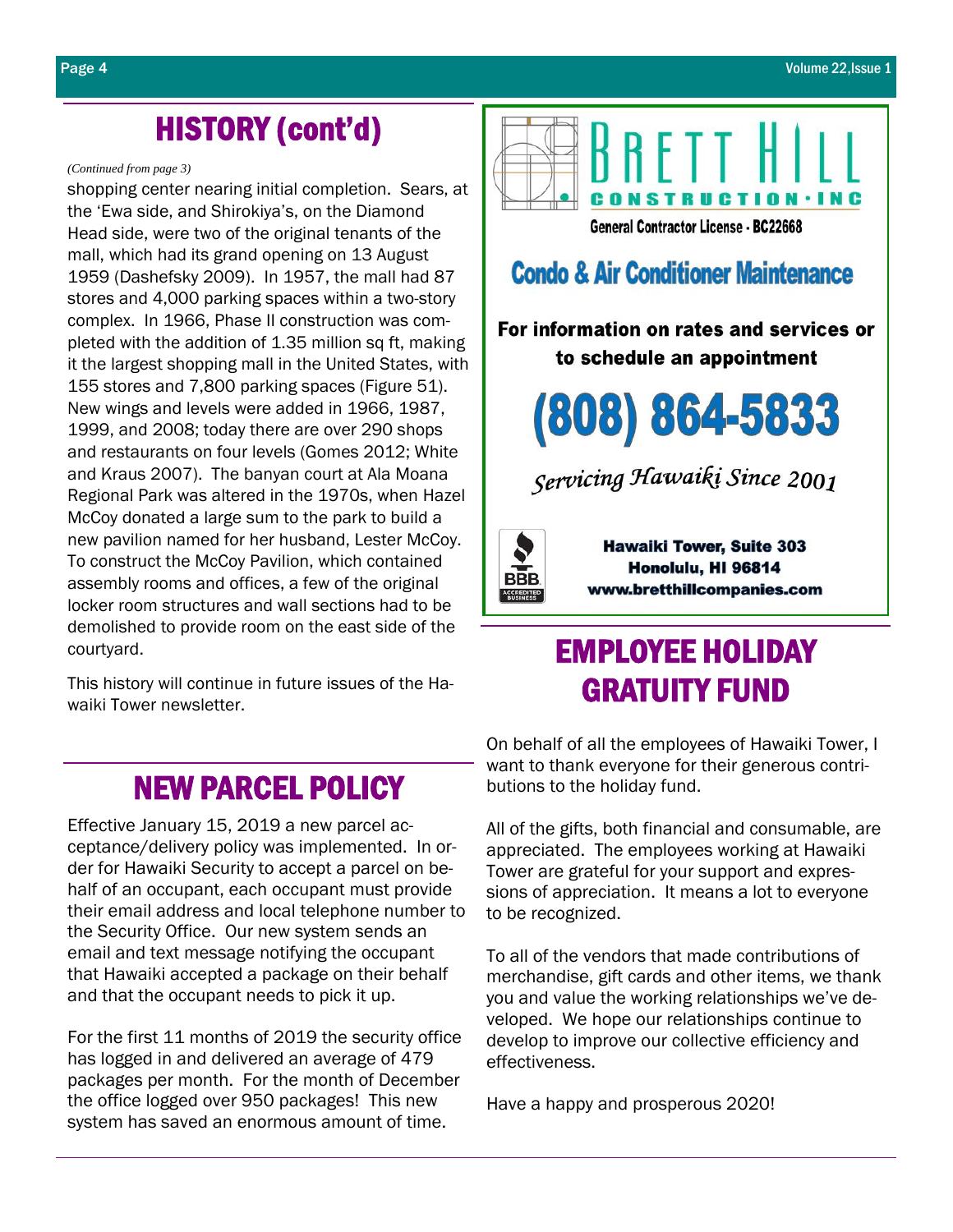## HISTORY (cont'd)

*(Continued from page 3)*

shopping center nearing initial completion. Sears, at the 'Ewa side, and Shirokiya's, on the Diamond Head side, were two of the original tenants of the mall, which had its grand opening on 13 August 1959 (Dashefsky 2009). In 1957, the mall had 87 stores and 4,000 parking spaces within a two-story complex. In 1966, Phase II construction was completed with the addition of 1.35 million sq ft, making it the largest shopping mall in the United States, with 155 stores and 7,800 parking spaces (Figure 51). New wings and levels were added in 1966, 1987, 1999, and 2008; today there are over 290 shops and restaurants on four levels (Gomes 2012; White and Kraus 2007). The banyan court at Ala Moana Regional Park was altered in the 1970s, when Hazel McCoy donated a large sum to the park to build a new pavilion named for her husband, Lester McCoy. To construct the McCoy Pavilion, which contained assembly rooms and offices, a few of the original locker room structures and wall sections had to be demolished to provide room on the east side of the courtyard.

This history will continue in future issues of the Hawaiki Tower newsletter.

**BRETT HILL CONSTRUCTION · INC**

**General Contractor License - BC22668**

**Condo & Air Conditioner Maintenance**

**For information on rates and services or to schedule an appointment**

**(808) 864-5833**

*Servicing Hawaiki Since 2001*

BBB ACCREDITED BUSINESS

**Hawaiki Tower, Suite 303**
**Honolulu, HI 96814**
**www.bretthillcompanies.com**

## NEW PARCEL POLICY

Effective January 15, 2019 a new parcel acceptance/delivery policy was implemented. In order for Hawaiki Security to accept a parcel on behalf of an occupant, each occupant must provide their email address and local telephone number to the Security Office. Our new system sends an email and text message notifying the occupant that Hawaiki accepted a package on their behalf and that the occupant needs to pick it up.

For the first 11 months of 2019 the security office has logged in and delivered an average of 479 packages per month. For the month of December the office logged over 950 packages! This new system has saved an enormous amount of time.

## EMPLOYEE HOLIDAY GRATUITY FUND

On behalf of all the employees of Hawaiki Tower, I want to thank everyone for their generous contributions to the holiday fund.

All of the gifts, both financial and consumable, are appreciated. The employees working at Hawaiki Tower are grateful for your support and expressions of appreciation. It means a lot to everyone to be recognized.

To all of the vendors that made contributions of merchandise, gift cards and other items, we thank you and value the working relationships we've developed. We hope our relationships continue to develop to improve our collective efficiency and effectiveness.

Have a happy and prosperous 2020!